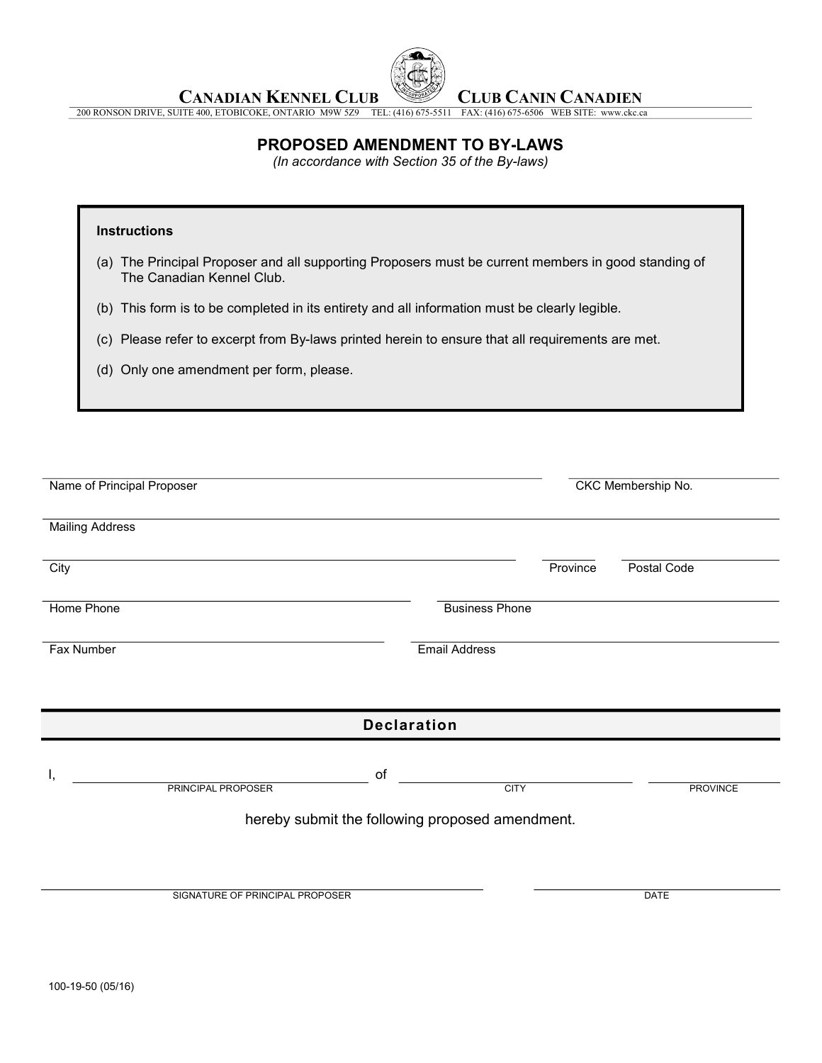**CANADIAN KENNEL CLUB** **CLUB CANIN CANADIEN**

200 RONSON DRIVE, SUITE 400, ETOBICOKE, ONTARIO M9W 5Z9 TEL: (416) 675-5511 FAX: (416) 675-6506 WEB SITE: www.ckc.ca

# PROPOSED AMENDMENT TO BY-LAWS

*(In accordance with Section 35 of the By-laws)*

**Instructions**

(a) The Principal Proposer and all supporting Proposers must be current members in good standing of The Canadian Kennel Club.

(b) This form is to be completed in its entirety and all information must be clearly legible.

(c) Please refer to excerpt from By-laws printed herein to ensure that all requirements are met.

(d) Only one amendment per form, please.

Name of Principal Proposer: ______________________ CKC Membership No.: __________

Mailing Address: ______________________

City: ______________________ Province: ______ Postal Code: __________

Home Phone: ______________________ Business Phone: ______________________

Fax Number: ______________________ Email Address: ______________________

## Declaration

I, ______________________ (PRINCIPAL PROPOSER) of ______________________ (CITY) __________ (PROVINCE)

hereby submit the following proposed amendment.

______________________ SIGNATURE OF PRINCIPAL PROPOSER

__________ DATE

100-19-50 (05/16)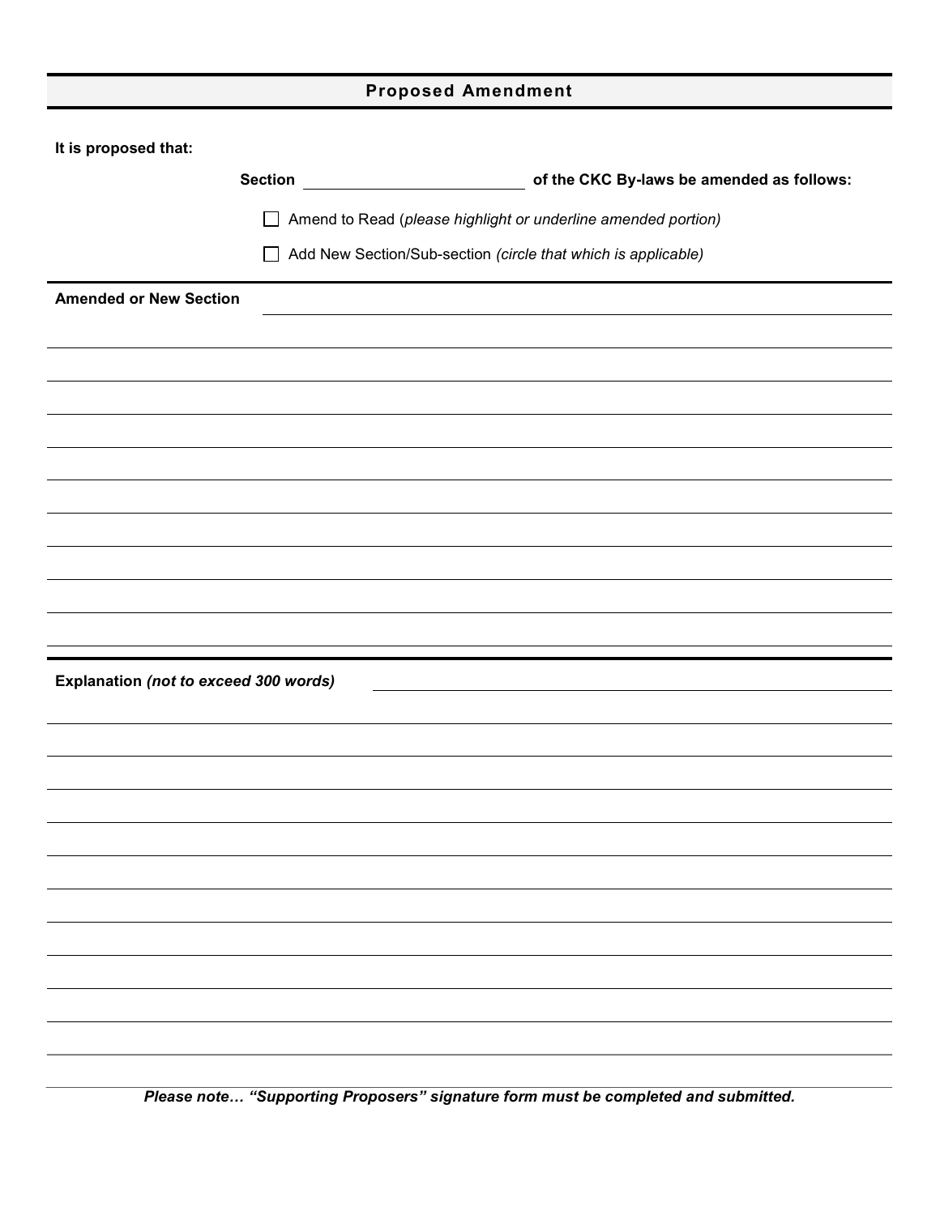## Proposed Amendment

**It is proposed that:**

**Section** \_\_\_\_\_\_\_\_\_\_\_\_\_\_\_\_\_\_\_\_\_\_\_\_ **of the CKC By-laws be amended as follows:**

☐ Amend to Read (*please highlight or underline amended portion)*

☐ Add New Section/Sub-section *(circle that which is applicable)*

**Amended or New Section** \_\_\_\_\_\_\_\_\_\_\_\_\_\_\_\_\_\_\_\_\_\_\_\_\_\_\_\_\_\_\_\_\_\_\_\_\_\_\_\_\_\_\_\_\_\_\_\_

**Explanation** ***(not to exceed 300 words)*** \_\_\_\_\_\_\_\_\_\_\_\_\_\_\_\_\_\_\_\_\_\_\_\_\_\_\_\_\_\_\_\_\_\_\_\_\_\_\_\_\_\_\_\_\_\_\_\_

***Please note… "Supporting Proposers" signature form must be completed and submitted.***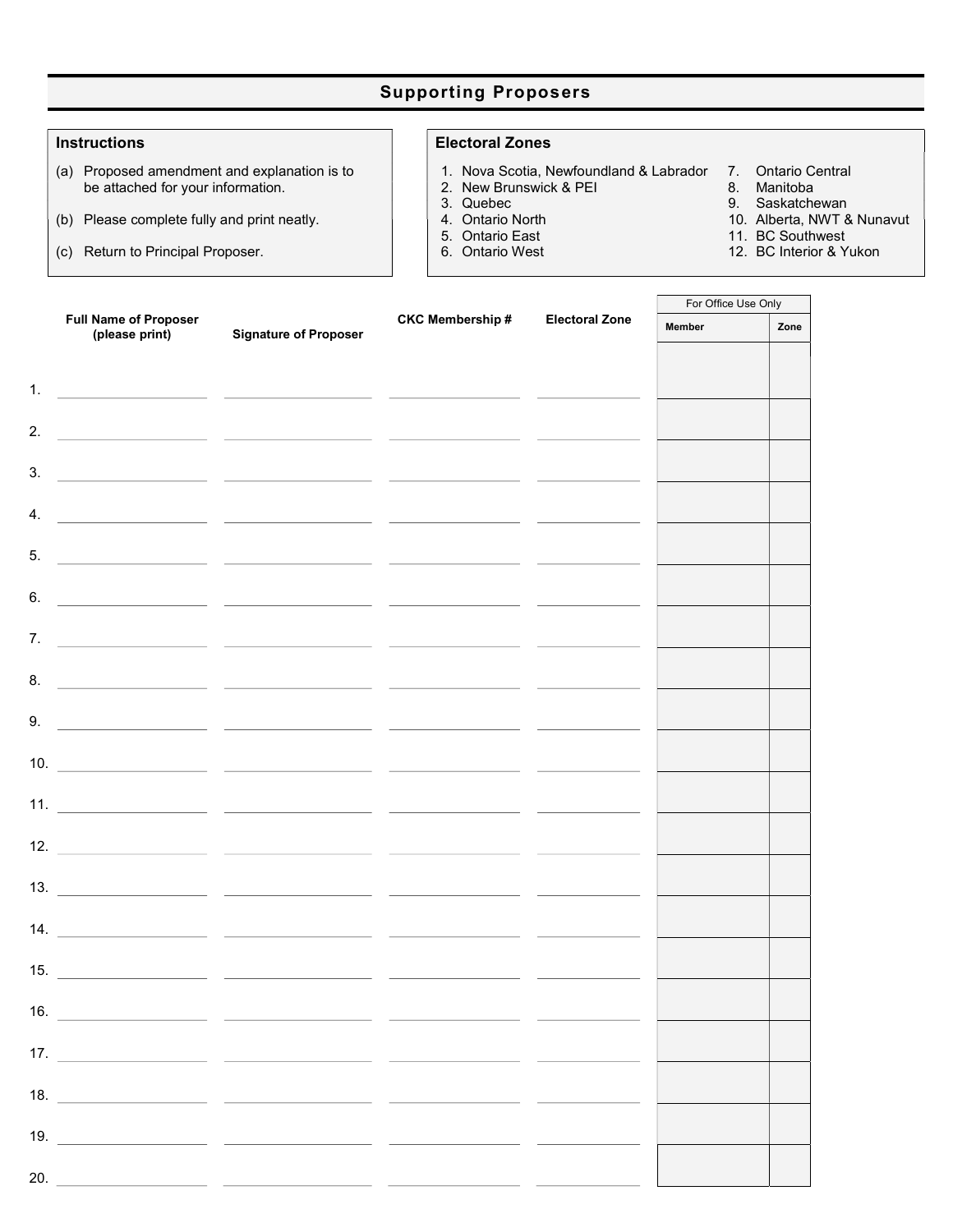## Supporting Proposers

### Instructions

(a) Proposed amendment and explanation is to be attached for your information.

(b) Please complete fully and print neatly.

(c) Return to Principal Proposer.

### Electoral Zones

1. Nova Scotia, Newfoundland & Labrador
2. New Brunswick & PEI
3. Quebec
4. Ontario North
5. Ontario East
6. Ontario West
7. Ontario Central
8. Manitoba
9. Saskatchewan
10. Alberta, NWT & Nunavut
11. BC Southwest
12. BC Interior & Yukon

| | Full Name of Proposer (please print) | Signature of Proposer | CKC Membership # | Electoral Zone | For Office Use Only | |
|---|---|---|---|---|---|---|
| | | | | | Member | Zone |
| 1. | | | | | | |
| 2. | | | | | | |
| 3. | | | | | | |
| 4. | | | | | | |
| 5. | | | | | | |
| 6. | | | | | | |
| 7. | | | | | | |
| 8. | | | | | | |
| 9. | | | | | | |
| 10. | | | | | | |
| 11. | | | | | | |
| 12. | | | | | | |
| 13. | | | | | | |
| 14. | | | | | | |
| 15. | | | | | | |
| 16. | | | | | | |
| 17. | | | | | | |
| 18. | | | | | | |
| 19. | | | | | | |
| 20. | | | | | | |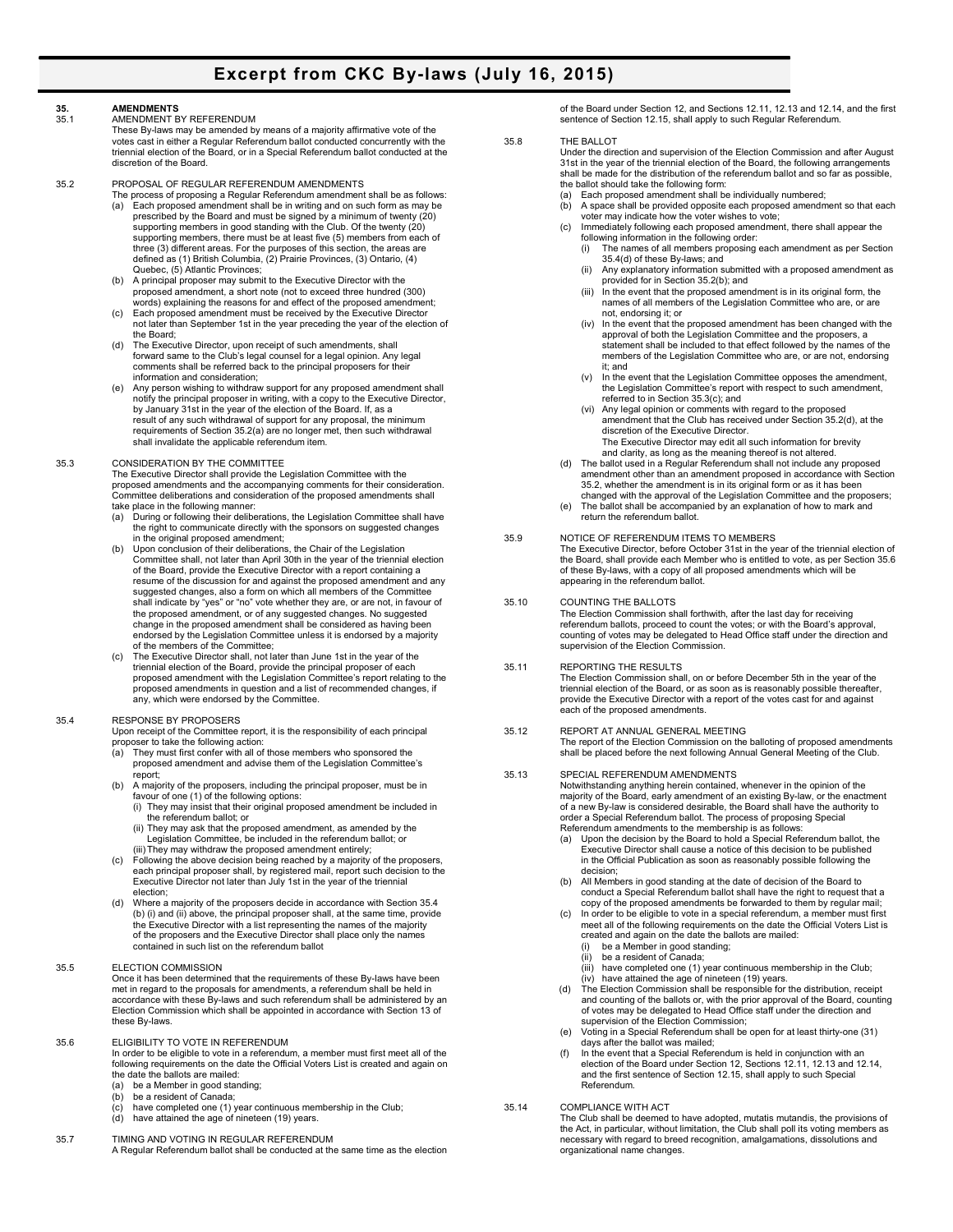# Excerpt from CKC By-laws (July 16, 2015)

**35. AMENDMENTS**

35.1 AMENDMENT BY REFERENDUM

These By-laws may be amended by means of a majority affirmative vote of the votes cast in either a Regular Referendum ballot conducted concurrently with the triennial election of the Board, or in a Special Referendum ballot conducted at the discretion of the Board.

35.2 PROPOSAL OF REGULAR REFERENDUM AMENDMENTS

The process of proposing a Regular Referendum amendment shall be as follows:

(a) Each proposed amendment shall be in writing and on such form as may be prescribed by the Board and must be signed by a minimum of twenty (20) supporting members in good standing with the Club. Of the twenty (20) supporting members, there must be at least five (5) members from each of three (3) different areas. For the purposes of this section, the areas are defined as (1) British Columbia, (2) Prairie Provinces, (3) Ontario, (4) Quebec, (5) Atlantic Provinces;

(b) A principal proposer may submit to the Executive Director with the proposed amendment, a short note (not to exceed three hundred (300) words) explaining the reasons for and effect of the proposed amendment;

(c) Each proposed amendment must be received by the Executive Director not later than September 1st in the year preceding the year of the election of the Board;

(d) The Executive Director, upon receipt of such amendments, shall forward same to the Club's legal counsel for a legal opinion. Any legal comments shall be referred back to the principal proposers for their information and consideration;

(e) Any person wishing to withdraw support for any proposed amendment shall notify the principal proposer in writing, with a copy to the Executive Director, by January 31st in the year of the election of the Board. If, as a result of any such withdrawal of support for any proposal, the minimum requirements of Section 35.2(a) are no longer met, then such withdrawal shall invalidate the applicable referendum item.

35.3 CONSIDERATION BY THE COMMITTEE

The Executive Director shall provide the Legislation Committee with the proposed amendments and the accompanying comments for their consideration. Committee deliberations and consideration of the proposed amendments shall take place in the following manner:

(a) During or following their deliberations, the Legislation Committee shall have the right to communicate directly with the sponsors on suggested changes in the original proposed amendment;

(b) Upon conclusion of their deliberations, the Chair of the Legislation Committee shall, not later than April 30th in the year of the triennial election of the Board, provide the Executive Director with a report containing a resume of the discussion for and against the proposed amendment and any suggested changes, also a form on which all members of the Committee shall indicate by "yes" or "no" vote whether they are, or are not, in favour of the proposed amendment, or of any suggested changes. No suggested change in the proposed amendment shall be considered as having been endorsed by the Legislation Committee unless it is endorsed by a majority of the members of the Committee;

(c) The Executive Director shall, not later than June 1st in the year of the triennial election of the Board, provide the principal proposer of each proposed amendment with the Legislation Committee's report relating to the proposed amendments in question and a list of recommended changes, if any, which were endorsed by the Committee.

35.4 RESPONSE BY PROPOSERS

Upon receipt of the Committee report, it is the responsibility of each principal proposer to take the following action:

(a) They must first confer with all of those members who sponsored the proposed amendment and advise them of the Legislation Committee's report;

(b) A majority of the proposers, including the principal proposer, must be in favour of one (1) of the following options:
   (i) They may insist that their original proposed amendment be included in the referendum ballot; or
   (ii) They may ask that the proposed amendment, as amended by the Legislation Committee, be included in the referendum ballot; or
   (iii) They may withdraw the proposed amendment entirely;

(c) Following the above decision being reached by a majority of the proposers, each principal proposer shall, by registered mail, report such decision to the Executive Director not later than July 1st in the year of the triennial election;

(d) Where a majority of the proposers decide in accordance with Section 35.4 (b) (i) and (ii) above, the principal proposer shall, at the same time, provide the Executive Director with a list representing the names of the majority of the proposers and the Executive Director shall place only the names contained in such list on the referendum ballot

35.5 ELECTION COMMISSION

Once it has been determined that the requirements of these By-laws have been met in regard to the proposals for amendments, a referendum shall be held in accordance with these By-laws and such referendum shall be administered by an Election Commission which shall be appointed in accordance with Section 13 of these By-laws.

35.6 ELIGIBILITY TO VOTE IN REFERENDUM

In order to be eligible to vote in a referendum, a member must first meet all of the following requirements on the date the Official Voters List is created and again on the date the ballots are mailed:

(a) be a Member in good standing;
(b) be a resident of Canada;
(c) have completed one (1) year continuous membership in the Club;
(d) have attained the age of nineteen (19) years.

35.7 TIMING AND VOTING IN REGULAR REFERENDUM

A Regular Referendum ballot shall be conducted at the same time as the election of the Board under Section 12, and Sections 12.11, 12.13 and 12.14, and the first sentence of Section 12.15, shall apply to such Regular Referendum.

35.8 THE BALLOT

Under the direction and supervision of the Election Commission and after August 31st in the year of the triennial election of the Board, the following arrangements shall be made for the distribution of the referendum ballot and so far as possible, the ballot should take the following form:

(a) Each proposed amendment shall be individually numbered;

(b) A space shall be provided opposite each proposed amendment so that each voter may indicate how the voter wishes to vote;

(c) Immediately following each proposed amendment, there shall appear the following information in the following order:
   (i) The names of all members proposing each amendment as per Section 35.4(d) of these By-laws; and
   (ii) Any explanatory information submitted with a proposed amendment as provided for in Section 35.2(b); and
   (iii) In the event that the proposed amendment is in its original form, the names of all members of the Legislation Committee who are, or are not, endorsing it; or
   (iv) In the event that the proposed amendment has been changed with the approval of both the Legislation Committee and the proposers, a statement shall be included to that effect followed by the names of the members of the Legislation Committee who are, or are not, endorsing it; and
   (v) In the event that the Legislation Committee opposes the amendment, the Legislation Committee's report with respect to such amendment, referred to in Section 35.3(c); and
   (vi) Any legal opinion or comments with regard to the proposed amendment that the Club has received under Section 35.2(d), at the discretion of the Executive Director.
   The Executive Director may edit all such information for brevity and clarity, as long as the meaning thereof is not altered.

(d) The ballot used in a Regular Referendum shall not include any proposed amendment other than an amendment proposed in accordance with Section 35.2, whether the amendment is in its original form or as it has been changed with the approval of the Legislation Committee and the proposers;

(e) The ballot shall be accompanied by an explanation of how to mark and return the referendum ballot.

35.9 NOTICE OF REFERENDUM ITEMS TO MEMBERS

The Executive Director, before October 31st in the year of the triennial election of the Board, shall provide each Member who is entitled to vote, as per Section 35.6 of these By-laws, with a copy of all proposed amendments which will be appearing in the referendum ballot.

35.10 COUNTING THE BALLOTS

The Election Commission shall forthwith, after the last day for receiving referendum ballots, proceed to count the votes; or with the Board's approval, counting of votes may be delegated to Head Office staff under the direction and supervision of the Election Commission.

35.11 REPORTING THE RESULTS

The Election Commission shall, on or before December 5th in the year of the triennial election of the Board, or as soon as is reasonably possible thereafter, provide the Executive Director with a report of the votes cast for and against each of the proposed amendments.

35.12 REPORT AT ANNUAL GENERAL MEETING

The report of the Election Commission on the balloting of proposed amendments shall be placed before the next following Annual General Meeting of the Club.

35.13 SPECIAL REFERENDUM AMENDMENTS

Notwithstanding anything herein contained, whenever in the opinion of the majority of the Board, early amendment of an existing By-law, or the enactment of a new By-law is considered desirable, the Board shall have the authority to order a Special Referendum ballot. The process of proposing Special Referendum amendments to the membership is as follows:

(a) Upon the decision by the Board to hold a Special Referendum ballot, the Executive Director shall cause a notice of this decision to be published in the Official Publication as soon as reasonably possible following the decision;

(b) All Members in good standing at the date of decision of the Board to conduct a Special Referendum ballot shall have the right to request that a copy of the proposed amendments be forwarded to them by regular mail;

(c) In order to be eligible to vote in a special referendum, a member must first meet all of the following requirements on the date the Official Voters List is created and again on the date the ballots are mailed:
   (i) be a Member in good standing;
   (ii) be a resident of Canada;
   (iii) have completed one (1) year continuous membership in the Club;
   (iv) have attained the age of nineteen (19) years.

(d) The Election Commission shall be responsible for the distribution, receipt and counting of the ballots or, with the prior approval of the Board, counting of votes may be delegated to Head Office staff under the direction and supervision of the Election Commission;

(e) Voting in a Special Referendum shall be open for at least thirty-one (31) days after the ballot was mailed;

(f) In the event that a Special Referendum is held in conjunction with an election of the Board under Section 12, Sections 12.11, 12.13 and 12.14, and the first sentence of Section 12.15, shall apply to such Special Referendum.

35.14 COMPLIANCE WITH ACT

The Club shall be deemed to have adopted, mutatis mutandis, the provisions of the Act, in particular, without limitation, the Club shall poll its voting members as necessary with regard to breed recognition, amalgamations, dissolutions and organizational name changes.